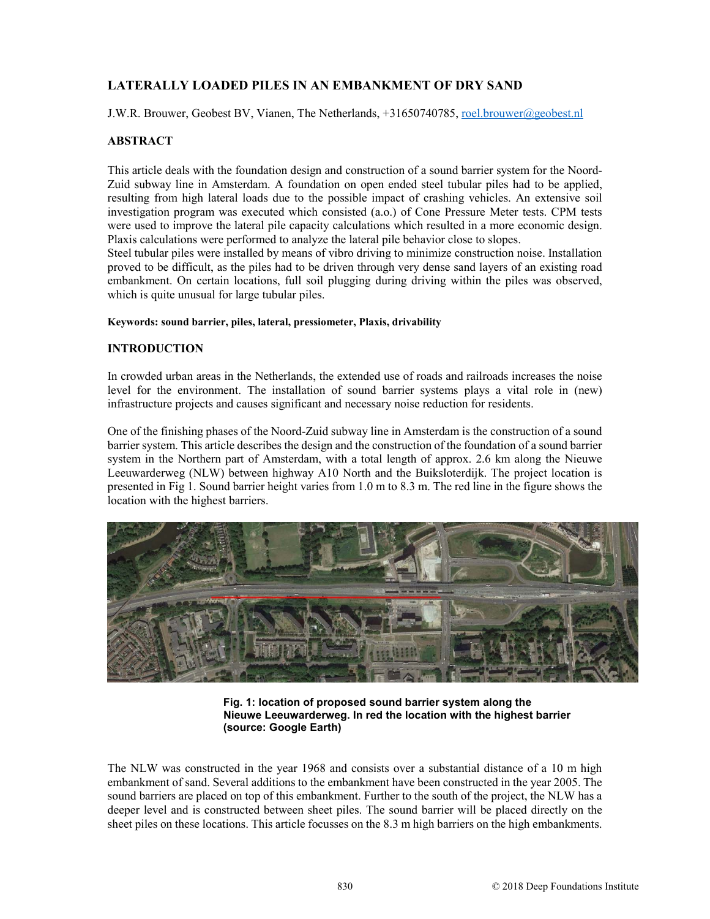# LATERALLY LOADED PILES IN AN EMBANKMENT OF DRY SAND

J.W.R. Brouwer, Geobest BV, Vianen, The Netherlands, +31650740785, roel.brouwer@geobest.nl

## ABSTRACT

This article deals with the foundation design and construction of a sound barrier system for the Noord-Zuid subway line in Amsterdam. A foundation on open ended steel tubular piles had to be applied, resulting from high lateral loads due to the possible impact of crashing vehicles. An extensive soil investigation program was executed which consisted (a.o.) of Cone Pressure Meter tests. CPM tests were used to improve the lateral pile capacity calculations which resulted in a more economic design. Plaxis calculations were performed to analyze the lateral pile behavior close to slopes.

Steel tubular piles were installed by means of vibro driving to minimize construction noise. Installation proved to be difficult, as the piles had to be driven through very dense sand layers of an existing road embankment. On certain locations, full soil plugging during driving within the piles was observed, which is quite unusual for large tubular piles.

**Keywords: sound barrier, piles, lateral, pressiometer, Plaxis, drivability**

## INTRODUCTION

In crowded urban areas in the Netherlands, the extended use of roads and railroads increases the noise level for the environment. The installation of sound barrier systems plays a vital role in (new) infrastructure projects and causes significant and necessary noise reduction for residents.

One of the finishing phases of the Noord-Zuid subway line in Amsterdam is the construction of a sound barrier system. This article describes the design and the construction of the foundation of a sound barrier system in the Northern part of Amsterdam, with a total length of approx. 2.6 km along the Nieuwe Leeuwarderweg (NLW) between highway A10 North and the Buiksloterdijk. The project location is presented in Fig 1. Sound barrier height varies from 1.0 m to 8.3 m. The red line in the figure shows the location with the highest barriers.

**Fig. 1: location of proposed sound barrier system along the Nieuwe Leeuwarderweg. In red the location with the highest barrier (source: Google Earth)**

The NLW was constructed in the year 1968 and consists over a substantial distance of a 10 m high embankment of sand. Several additions to the embankment have been constructed in the year 2005. The sound barriers are placed on top of this embankment. Further to the south of the project, the NLW has a deeper level and is constructed between sheet piles. The sound barrier will be placed directly on the sheet piles on these locations. This article focusses on the 8.3 m high barriers on the high embankments.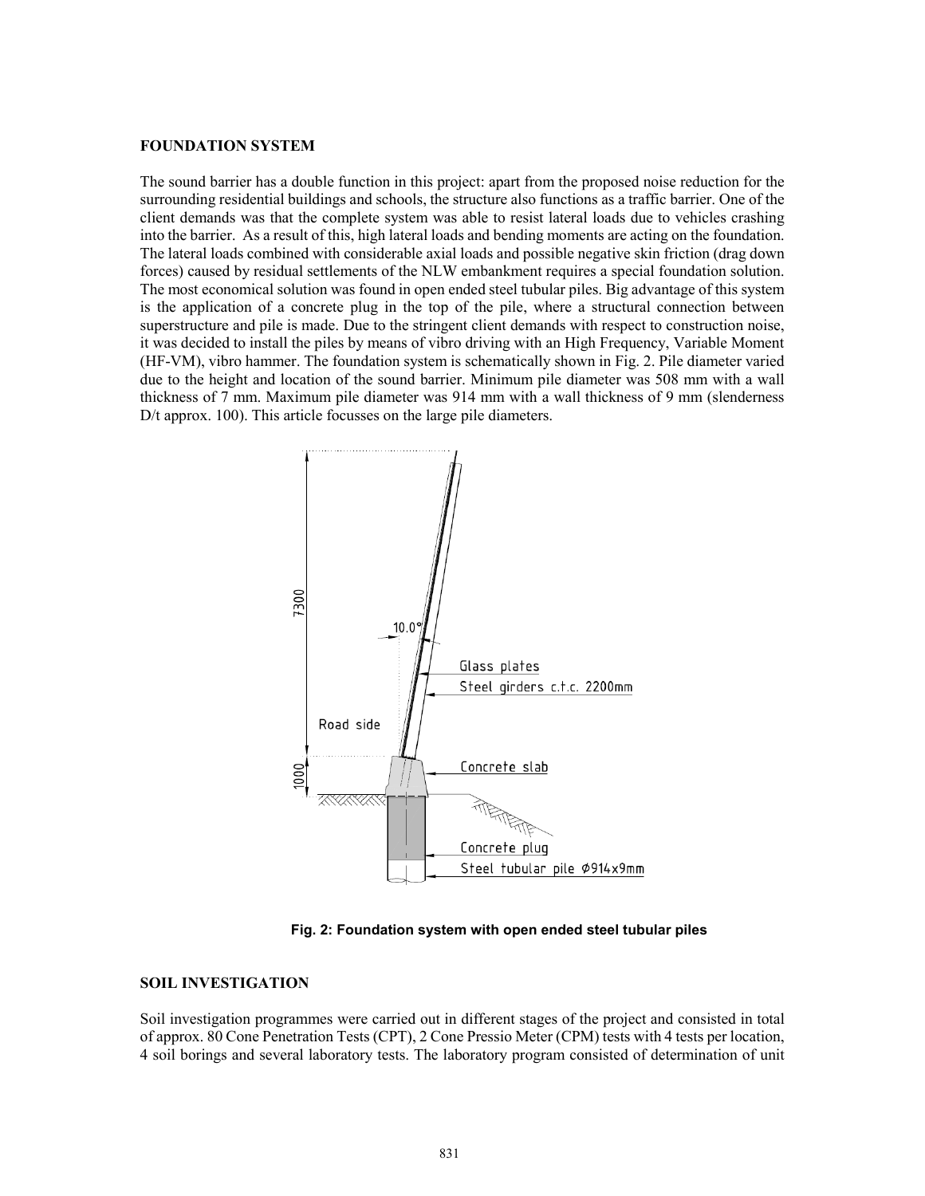## FOUNDATION SYSTEM

The sound barrier has a double function in this project: apart from the proposed noise reduction for the surrounding residential buildings and schools, the structure also functions as a traffic barrier. One of the client demands was that the complete system was able to resist lateral loads due to vehicles crashing into the barrier. As a result of this, high lateral loads and bending moments are acting on the foundation. The lateral loads combined with considerable axial loads and possible negative skin friction (drag down forces) caused by residual settlements of the NLW embankment requires a special foundation solution. The most economical solution was found in open ended steel tubular piles. Big advantage of this system is the application of a concrete plug in the top of the pile, where a structural connection between superstructure and pile is made. Due to the stringent client demands with respect to construction noise, it was decided to install the piles by means of vibro driving with an High Frequency, Variable Moment (HF-VM), vibro hammer. The foundation system is schematically shown in Fig. 2. Pile diameter varied due to the height and location of the sound barrier. Minimum pile diameter was 508 mm with a wall thickness of 7 mm. Maximum pile diameter was 914 mm with a wall thickness of 9 mm (slenderness D/t approx. 100). This article focusses on the large pile diameters.

**Fig. 2: Foundation system with open ended steel tubular piles**

## SOIL INVESTIGATION

Soil investigation programmes were carried out in different stages of the project and consisted in total of approx. 80 Cone Penetration Tests (CPT), 2 Cone Pressio Meter (CPM) tests with 4 tests per location, 4 soil borings and several laboratory tests. The laboratory program consisted of determination of unit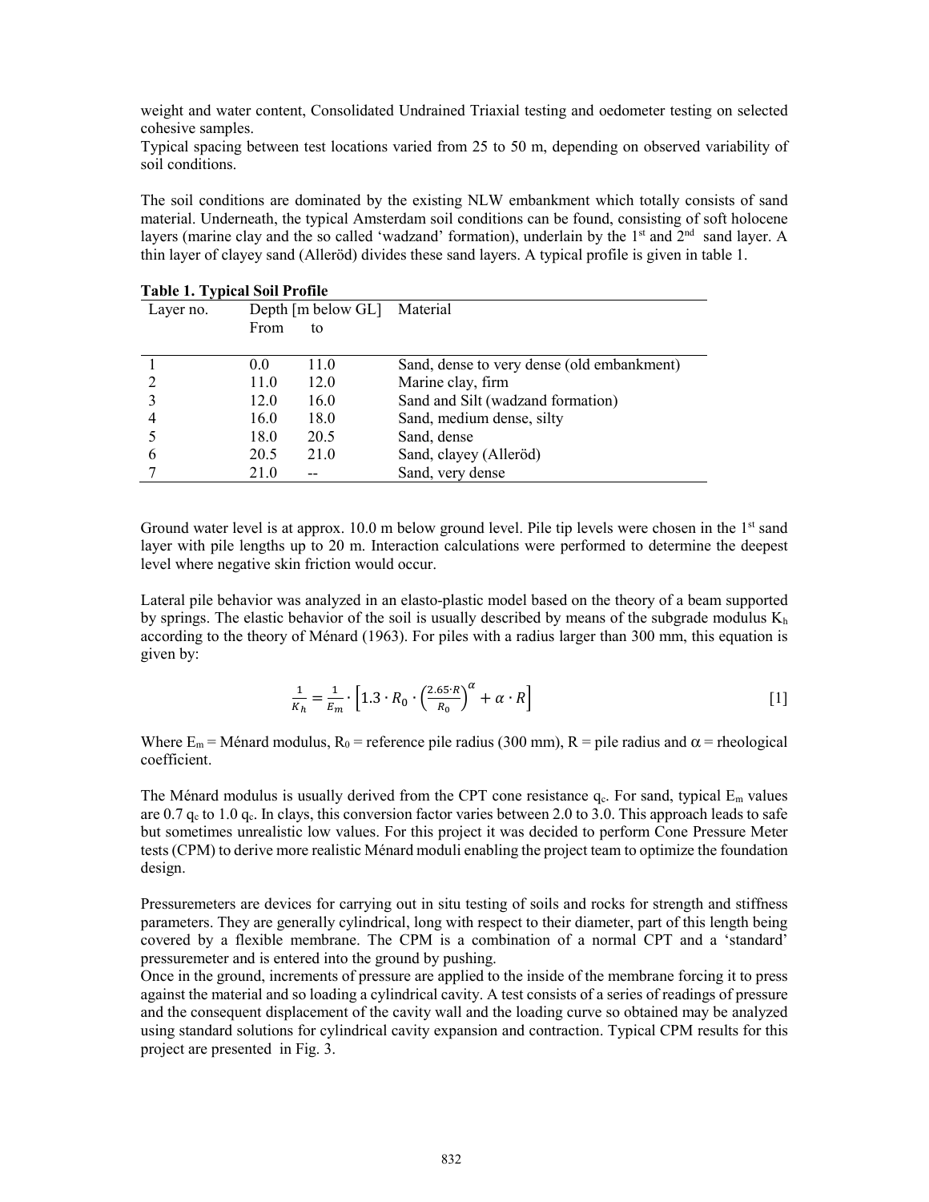weight and water content, Consolidated Undrained Triaxial testing and oedometer testing on selected cohesive samples.

Typical spacing between test locations varied from 25 to 50 m, depending on observed variability of soil conditions.

The soil conditions are dominated by the existing NLW embankment which totally consists of sand material. Underneath, the typical Amsterdam soil conditions can be found, consisting of soft holocene layers (marine clay and the so called 'wadzand' formation), underlain by the 1st and 2nd sand layer. A thin layer of clayey sand (Alleröd) divides these sand layers. A typical profile is given in table 1.

**Table 1. Typical Soil Profile**

| Layer no. | Depth [m below GL] From | to | Material |
|---|---|---|---|
| 1 | 0.0 | 11.0 | Sand, dense to very dense (old embankment) |
| 2 | 11.0 | 12.0 | Marine clay, firm |
| 3 | 12.0 | 16.0 | Sand and Silt (wadzand formation) |
| 4 | 16.0 | 18.0 | Sand, medium dense, silty |
| 5 | 18.0 | 20.5 | Sand, dense |
| 6 | 20.5 | 21.0 | Sand, clayey (Alleröd) |
| 7 | 21.0 | -- | Sand, very dense |

Ground water level is at approx. 10.0 m below ground level. Pile tip levels were chosen in the 1st sand layer with pile lengths up to 20 m. Interaction calculations were performed to determine the deepest level where negative skin friction would occur.

Lateral pile behavior was analyzed in an elasto-plastic model based on the theory of a beam supported by springs. The elastic behavior of the soil is usually described by means of the subgrade modulus $K_h$ according to the theory of Ménard (1963). For piles with a radius larger than 300 mm, this equation is given by:

$$\frac{1}{K_h} = \frac{1}{E_m} \cdot \left[1.3 \cdot R_0 \cdot \left(\frac{2.65 \cdot R}{R_0}\right)^{\alpha} + \alpha \cdot R\right] \qquad [1]$$

Where $E_m$ = Ménard modulus, $R_0$ = reference pile radius (300 mm), R = pile radius and $\alpha$ = rheological coefficient.

The Ménard modulus is usually derived from the CPT cone resistance $q_c$. For sand, typical $E_m$ values are $0.7\,q_c$ to $1.0\,q_c$. In clays, this conversion factor varies between 2.0 to 3.0. This approach leads to safe but sometimes unrealistic low values. For this project it was decided to perform Cone Pressure Meter tests (CPM) to derive more realistic Ménard moduli enabling the project team to optimize the foundation design.

Pressuremeters are devices for carrying out in situ testing of soils and rocks for strength and stiffness parameters. They are generally cylindrical, long with respect to their diameter, part of this length being covered by a flexible membrane. The CPM is a combination of a normal CPT and a 'standard' pressuremeter and is entered into the ground by pushing.

Once in the ground, increments of pressure are applied to the inside of the membrane forcing it to press against the material and so loading a cylindrical cavity. A test consists of a series of readings of pressure and the consequent displacement of the cavity wall and the loading curve so obtained may be analyzed using standard solutions for cylindrical cavity expansion and contraction. Typical CPM results for this project are presented in Fig. 3.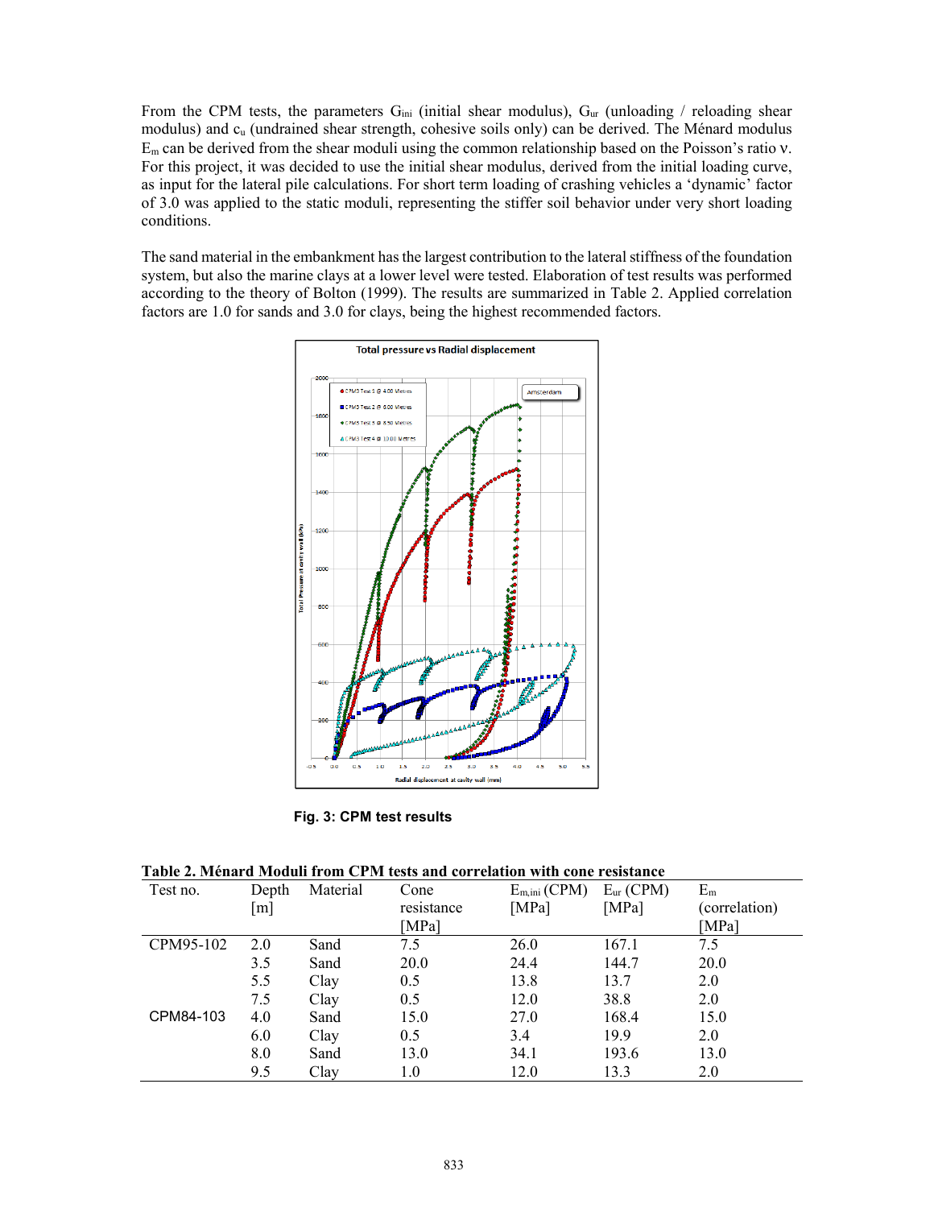From the CPM tests, the parameters $G_{ini}$ (initial shear modulus), $G_{ur}$ (unloading / reloading shear modulus) and $c_u$ (undrained shear strength, cohesive soils only) can be derived. The Ménard modulus $E_m$ can be derived from the shear moduli using the common relationship based on the Poisson's ratio $\nu$. For this project, it was decided to use the initial shear modulus, derived from the initial loading curve, as input for the lateral pile calculations. For short term loading of crashing vehicles a 'dynamic' factor of 3.0 was applied to the static moduli, representing the stiffer soil behavior under very short loading conditions.

The sand material in the embankment has the largest contribution to the lateral stiffness of the foundation system, but also the marine clays at a lower level were tested. Elaboration of test results was performed according to the theory of Bolton (1999). The results are summarized in Table 2. Applied correlation factors are 1.0 for sands and 3.0 for clays, being the highest recommended factors.

**Fig. 3: CPM test results**

**Table 2. Ménard Moduli from CPM tests and correlation with cone resistance**

| Test no. | Depth [m] | Material | Cone resistance [MPa] | $E_{m,ini}$ (CPM) [MPa] | $E_{ur}$ (CPM) [MPa] | $E_m$ (correlation) [MPa] |
|---|---|---|---|---|---|---|
| CPM95-102 | 2.0 | Sand | 7.5 | 26.0 | 167.1 | 7.5 |
| | 3.5 | Sand | 20.0 | 24.4 | 144.7 | 20.0 |
| | 5.5 | Clay | 0.5 | 13.8 | 13.7 | 2.0 |
| | 7.5 | Clay | 0.5 | 12.0 | 38.8 | 2.0 |
| CPM84-103 | 4.0 | Sand | 15.0 | 27.0 | 168.4 | 15.0 |
| | 6.0 | Clay | 0.5 | 3.4 | 19.9 | 2.0 |
| | 8.0 | Sand | 13.0 | 34.1 | 193.6 | 13.0 |
| | 9.5 | Clay | 1.0 | 12.0 | 13.3 | 2.0 |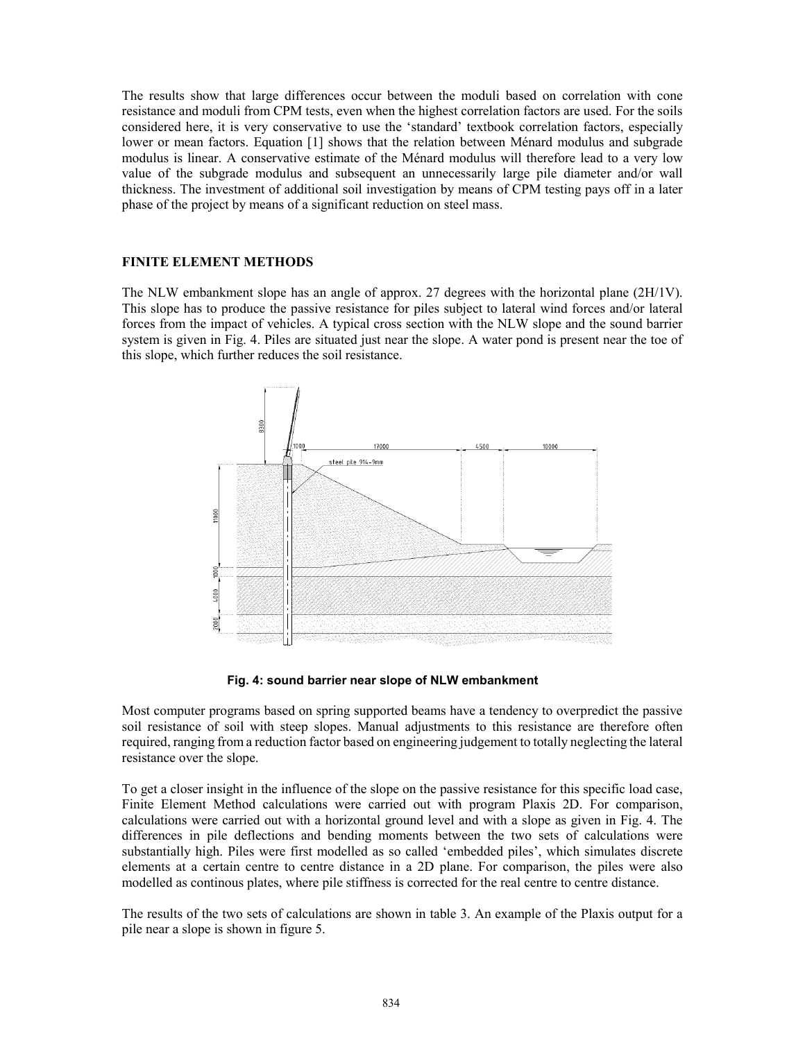The results show that large differences occur between the moduli based on correlation with cone resistance and moduli from CPM tests, even when the highest correlation factors are used. For the soils considered here, it is very conservative to use the 'standard' textbook correlation factors, especially lower or mean factors. Equation [1] shows that the relation between Ménard modulus and subgrade modulus is linear. A conservative estimate of the Ménard modulus will therefore lead to a very low value of the subgrade modulus and subsequent an unnecessarily large pile diameter and/or wall thickness. The investment of additional soil investigation by means of CPM testing pays off in a later phase of the project by means of a significant reduction on steel mass.

## FINITE ELEMENT METHODS

The NLW embankment slope has an angle of approx. 27 degrees with the horizontal plane (2H/1V). This slope has to produce the passive resistance for piles subject to lateral wind forces and/or lateral forces from the impact of vehicles. A typical cross section with the NLW slope and the sound barrier system is given in Fig. 4. Piles are situated just near the slope. A water pond is present near the toe of this slope, which further reduces the soil resistance.

**Fig. 4: sound barrier near slope of NLW embankment**

Most computer programs based on spring supported beams have a tendency to overpredict the passive soil resistance of soil with steep slopes. Manual adjustments to this resistance are therefore often required, ranging from a reduction factor based on engineering judgement to totally neglecting the lateral resistance over the slope.

To get a closer insight in the influence of the slope on the passive resistance for this specific load case, Finite Element Method calculations were carried out with program Plaxis 2D. For comparison, calculations were carried out with a horizontal ground level and with a slope as given in Fig. 4. The differences in pile deflections and bending moments between the two sets of calculations were substantially high. Piles were first modelled as so called 'embedded piles', which simulates discrete elements at a certain centre to centre distance in a 2D plane. For comparison, the piles were also modelled as continous plates, where pile stiffness is corrected for the real centre to centre distance.

The results of the two sets of calculations are shown in table 3. An example of the Plaxis output for a pile near a slope is shown in figure 5.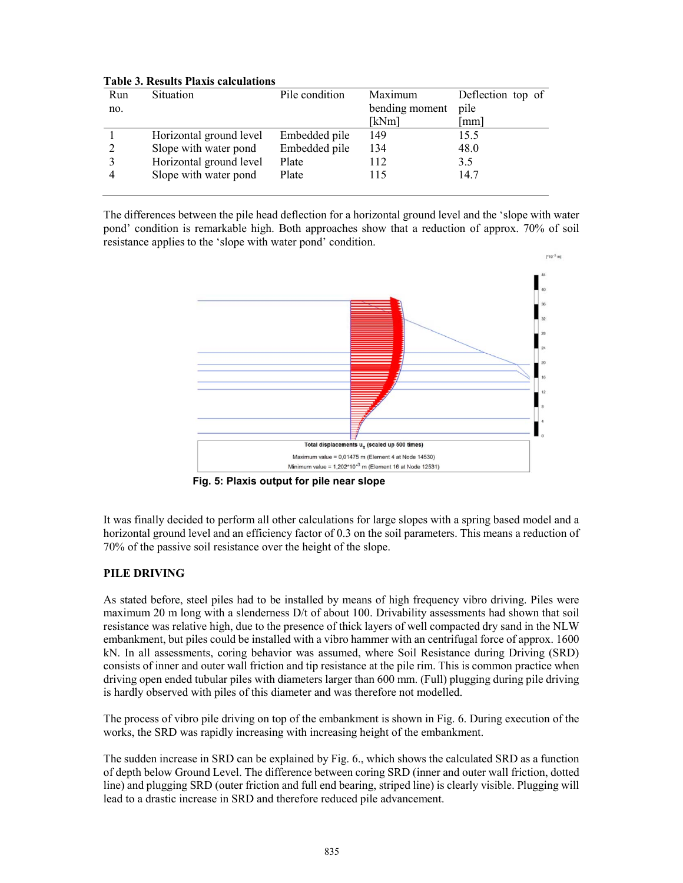**Table 3. Results Plaxis calculations**

| Run no. | Situation | Pile condition | Maximum bending moment [kNm] | Deflection top of pile [mm] |
|---|---|---|---|---|
| 1 | Horizontal ground level | Embedded pile | 149 | 15.5 |
| 2 | Slope with water pond | Embedded pile | 134 | 48.0 |
| 3 | Horizontal ground level | Plate | 112 | 3.5 |
| 4 | Slope with water pond | Plate | 115 | 14.7 |

The differences between the pile head deflection for a horizontal ground level and the 'slope with water pond' condition is remarkable high. Both approaches show that a reduction of approx. 70% of soil resistance applies to the 'slope with water pond' condition.

Total displacements $u_x$ (scaled up 500 times)

Maximum value = 0,01475 m (Element 4 at Node 14530)

Minimum value = $1{,}202 \cdot 10^{-3}$ m (Element 16 at Node 12531)

**Fig. 5: Plaxis output for pile near slope**

It was finally decided to perform all other calculations for large slopes with a spring based model and a horizontal ground level and an efficiency factor of 0.3 on the soil parameters. This means a reduction of 70% of the passive soil resistance over the height of the slope.

## PILE DRIVING

As stated before, steel piles had to be installed by means of high frequency vibro driving. Piles were maximum 20 m long with a slenderness D/t of about 100. Drivability assessments had shown that soil resistance was relative high, due to the presence of thick layers of well compacted dry sand in the NLW embankment, but piles could be installed with a vibro hammer with an centrifugal force of approx. 1600 kN. In all assessments, coring behavior was assumed, where Soil Resistance during Driving (SRD) consists of inner and outer wall friction and tip resistance at the pile rim. This is common practice when driving open ended tubular piles with diameters larger than 600 mm. (Full) plugging during pile driving is hardly observed with piles of this diameter and was therefore not modelled.

The process of vibro pile driving on top of the embankment is shown in Fig. 6. During execution of the works, the SRD was rapidly increasing with increasing height of the embankment.

The sudden increase in SRD can be explained by Fig. 6., which shows the calculated SRD as a function of depth below Ground Level. The difference between coring SRD (inner and outer wall friction, dotted line) and plugging SRD (outer friction and full end bearing, striped line) is clearly visible. Plugging will lead to a drastic increase in SRD and therefore reduced pile advancement.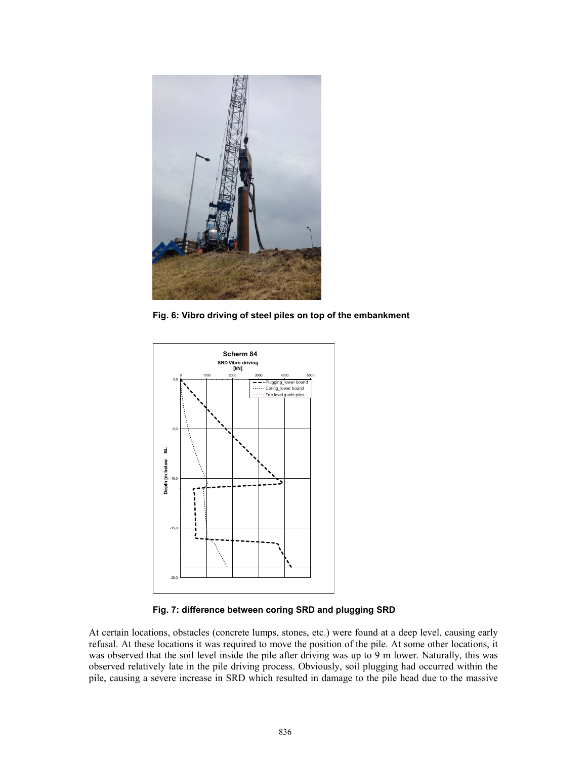Fig. 6: Vibro driving of steel piles on top of the embankment

Fig. 7: difference between coring SRD and plugging SRD

At certain locations, obstacles (concrete lumps, stones, etc.) were found at a deep level, causing early refusal. At these locations it was required to move the position of the pile. At some other locations, it was observed that the soil level inside the pile after driving was up to 9 m lower. Naturally, this was observed relatively late in the pile driving process. Obviously, soil plugging had occurred within the pile, causing a severe increase in SRD which resulted in damage to the pile head due to the massive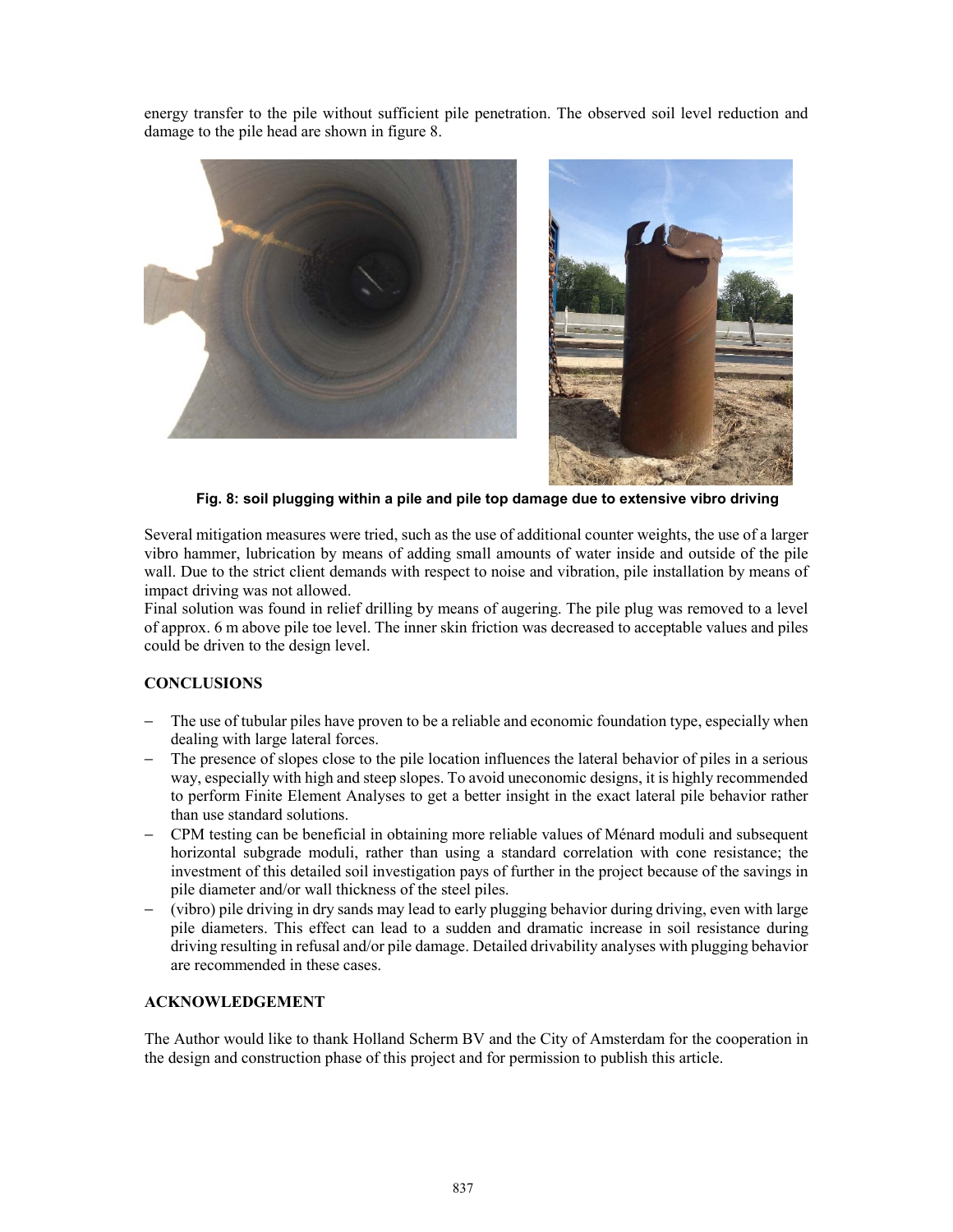energy transfer to the pile without sufficient pile penetration. The observed soil level reduction and damage to the pile head are shown in figure 8.

**Fig. 8: soil plugging within a pile and pile top damage due to extensive vibro driving**

Several mitigation measures were tried, such as the use of additional counter weights, the use of a larger vibro hammer, lubrication by means of adding small amounts of water inside and outside of the pile wall. Due to the strict client demands with respect to noise and vibration, pile installation by means of impact driving was not allowed.
Final solution was found in relief drilling by means of augering. The pile plug was removed to a level of approx. 6 m above pile toe level. The inner skin friction was decreased to acceptable values and piles could be driven to the design level.

## CONCLUSIONS

- The use of tubular piles have proven to be a reliable and economic foundation type, especially when dealing with large lateral forces.
- The presence of slopes close to the pile location influences the lateral behavior of piles in a serious way, especially with high and steep slopes. To avoid uneconomic designs, it is highly recommended to perform Finite Element Analyses to get a better insight in the exact lateral pile behavior rather than use standard solutions.
- CPM testing can be beneficial in obtaining more reliable values of Ménard moduli and subsequent horizontal subgrade moduli, rather than using a standard correlation with cone resistance; the investment of this detailed soil investigation pays of further in the project because of the savings in pile diameter and/or wall thickness of the steel piles.
- (vibro) pile driving in dry sands may lead to early plugging behavior during driving, even with large pile diameters. This effect can lead to a sudden and dramatic increase in soil resistance during driving resulting in refusal and/or pile damage. Detailed drivability analyses with plugging behavior are recommended in these cases.

## ACKNOWLEDGEMENT

The Author would like to thank Holland Scherm BV and the City of Amsterdam for the cooperation in the design and construction phase of this project and for permission to publish this article.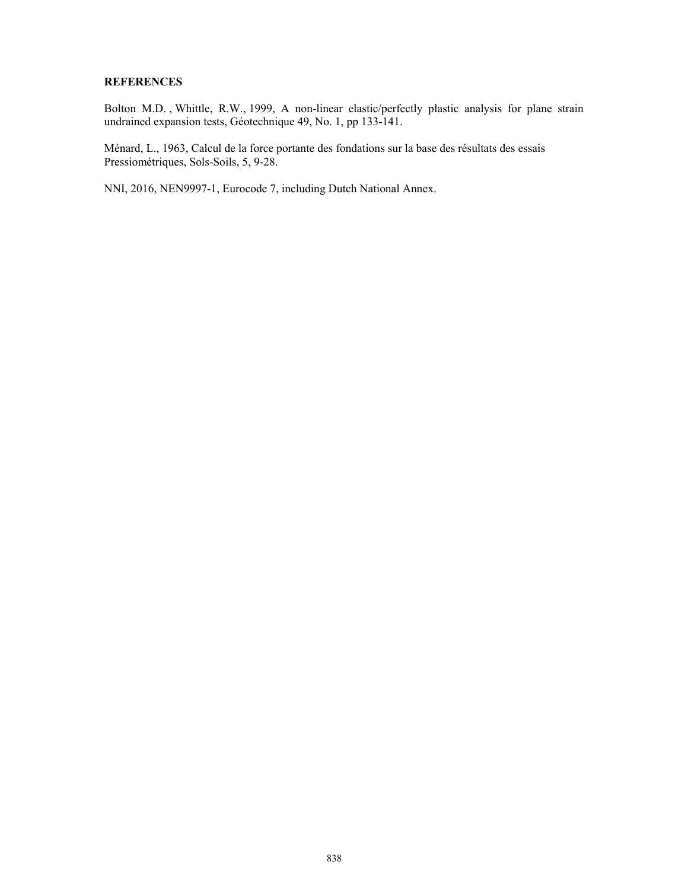## REFERENCES

Bolton M.D. , Whittle, R.W., 1999, A non-linear elastic/perfectly plastic analysis for plane strain undrained expansion tests, Géotechnique 49, No. 1, pp 133-141.

Ménard, L., 1963, Calcul de la force portante des fondations sur la base des résultats des essais Pressiométriques, Sols-Soils, 5, 9-28.

NNI, 2016, NEN9997-1, Eurocode 7, including Dutch National Annex.